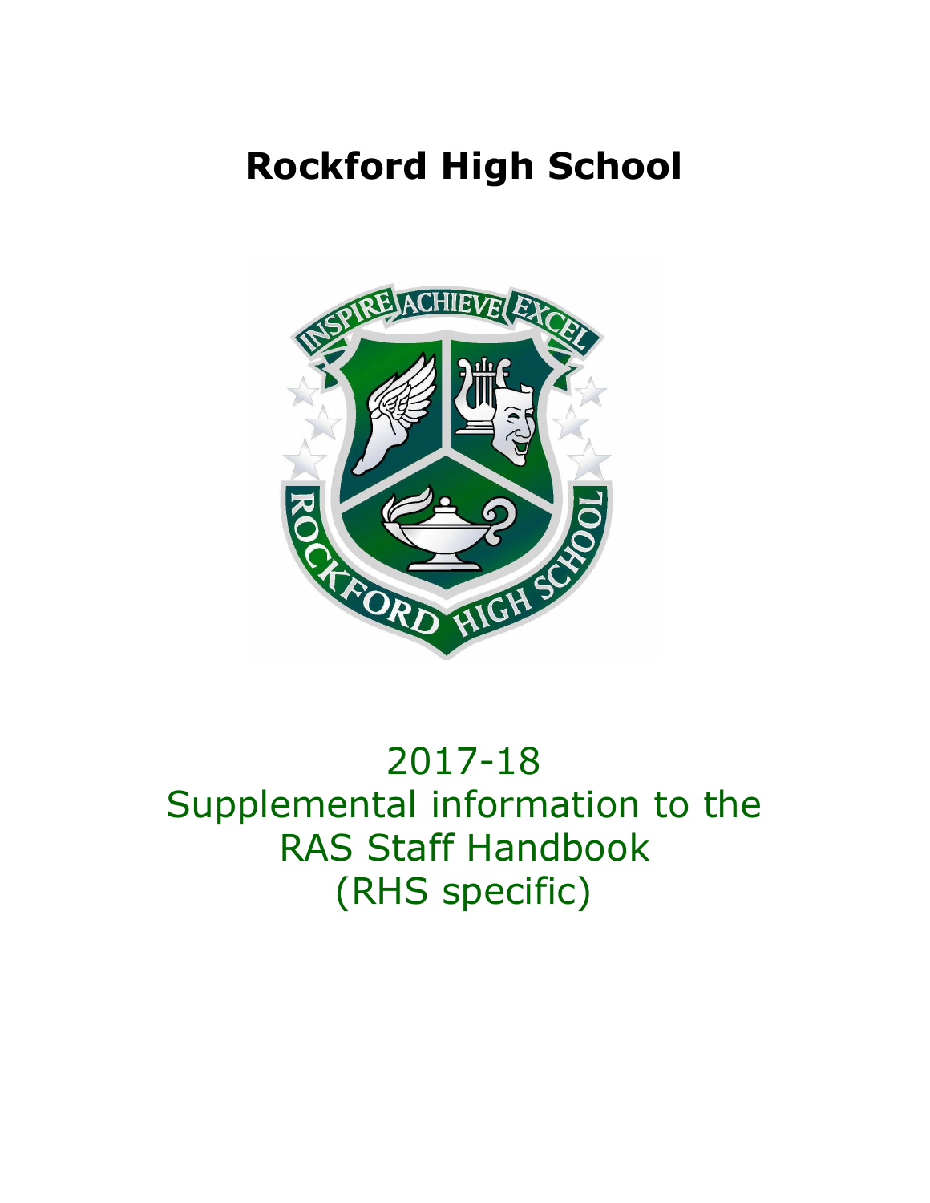# Rockford High School

2017-18
Supplemental information to the
RAS Staff Handbook
(RHS specific)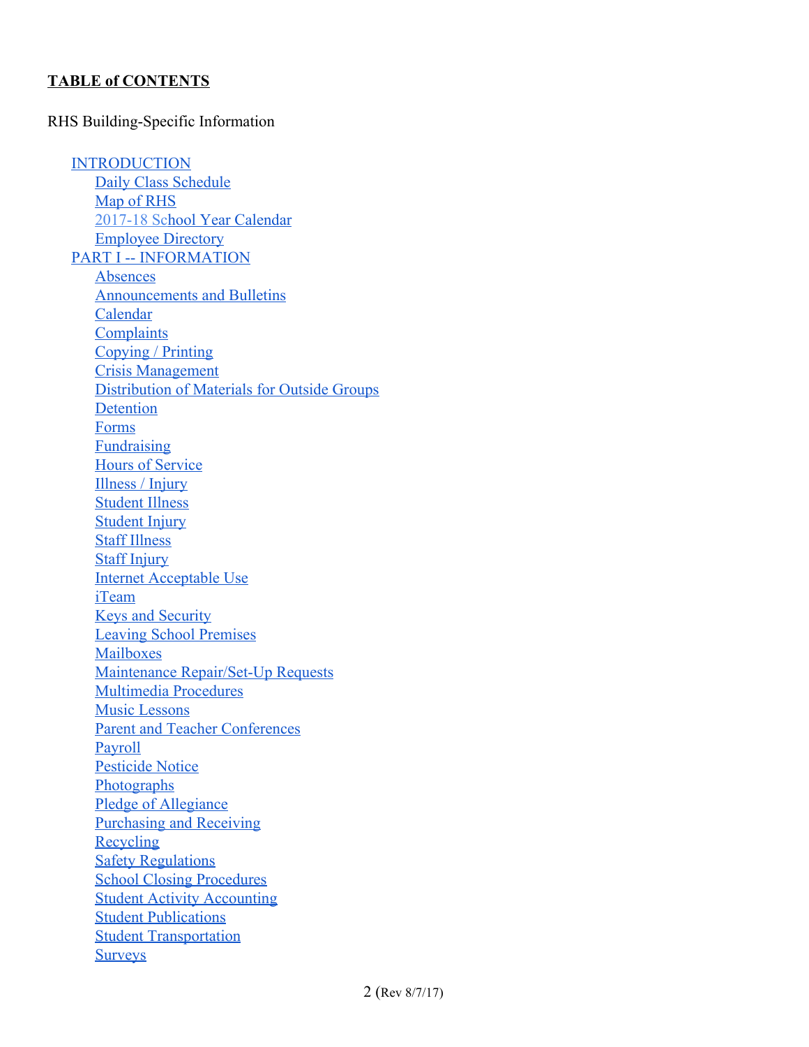**TABLE of CONTENTS**

RHS Building-Specific Information

- INTRODUCTION
  - Daily Class Schedule
  - Map of RHS
  - 2017-18 School Year Calendar
  - Employee Directory
- PART I -- INFORMATION
  - Absences
  - Announcements and Bulletins
  - Calendar
  - Complaints
  - Copying / Printing
  - Crisis Management
  - Distribution of Materials for Outside Groups
  - Detention
  - Forms
  - Fundraising
  - Hours of Service
  - Illness / Injury
  - Student Illness
  - Student Injury
  - Staff Illness
  - Staff Injury
  - Internet Acceptable Use
  - iTeam
  - Keys and Security
  - Leaving School Premises
  - Mailboxes
  - Maintenance Repair/Set-Up Requests
  - Multimedia Procedures
  - Music Lessons
  - Parent and Teacher Conferences
  - Payroll
  - Pesticide Notice
  - Photographs
  - Pledge of Allegiance
  - Purchasing and Receiving
  - Recycling
  - Safety Regulations
  - School Closing Procedures
  - Student Activity Accounting
  - Student Publications
  - Student Transportation
  - Surveys

(Rev 8/7/17)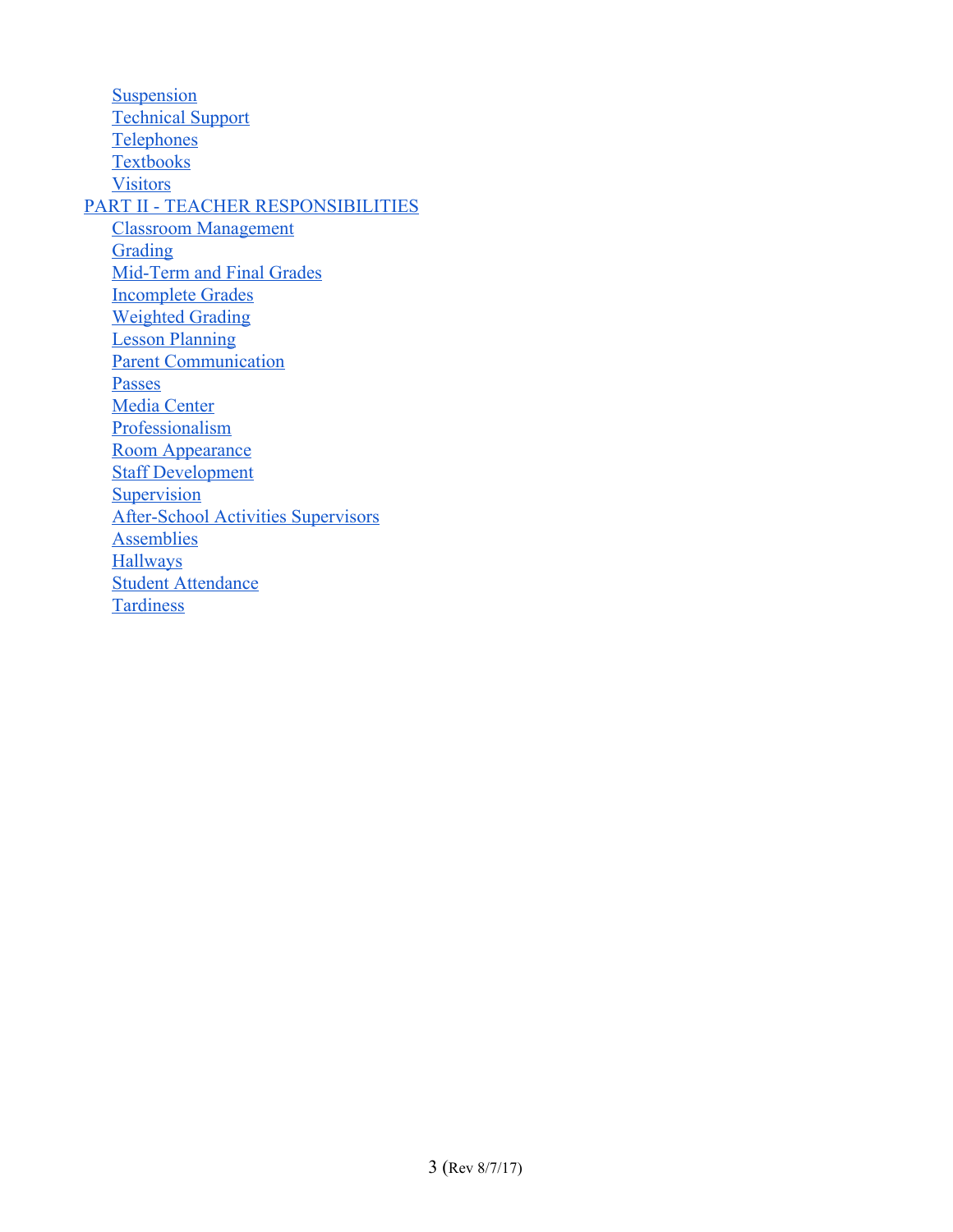- Suspension
- Technical Support
- Telephones
- Textbooks
- Visitors

PART II - TEACHER RESPONSIBILITIES

- Classroom Management
- Grading
- Mid-Term and Final Grades
- Incomplete Grades
- Weighted Grading
- Lesson Planning
- Parent Communication
- Passes
- Media Center
- Professionalism
- Room Appearance
- Staff Development
- Supervision
- After-School Activities Supervisors
- Assemblies
- Hallways
- Student Attendance
- Tardiness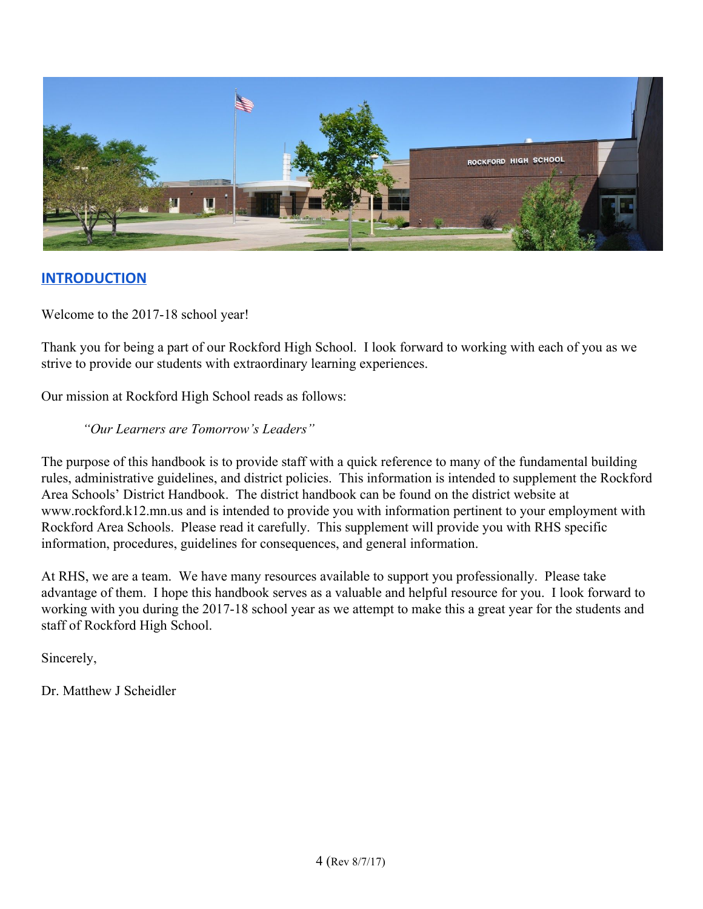## INTRODUCTION

Welcome to the 2017-18 school year!

Thank you for being a part of our Rockford High School. I look forward to working with each of you as we strive to provide our students with extraordinary learning experiences.

Our mission at Rockford High School reads as follows:

> *"Our Learners are Tomorrow's Leaders"*

The purpose of this handbook is to provide staff with a quick reference to many of the fundamental building rules, administrative guidelines, and district policies. This information is intended to supplement the Rockford Area Schools' District Handbook. The district handbook can be found on the district website at www.rockford.k12.mn.us and is intended to provide you with information pertinent to your employment with Rockford Area Schools. Please read it carefully. This supplement will provide you with RHS specific information, procedures, guidelines for consequences, and general information.

At RHS, we are a team. We have many resources available to support you professionally. Please take advantage of them. I hope this handbook serves as a valuable and helpful resource for you. I look forward to working with you during the 2017-18 school year as we attempt to make this a great year for the students and staff of Rockford High School.

Sincerely,

Dr. Matthew J Scheidler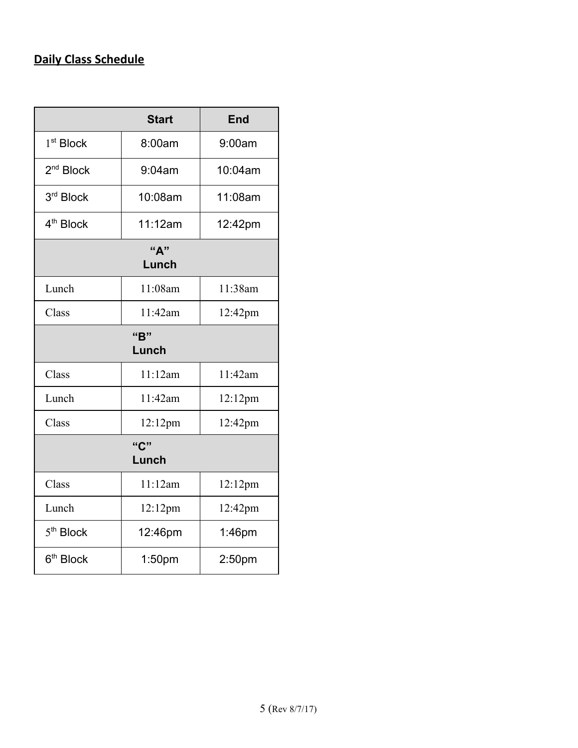## Daily Class Schedule

| | Start | End |
|---|---|---|
| 1st Block | 8:00am | 9:00am |
| 2nd Block | 9:04am | 10:04am |
| 3rd Block | 10:08am | 11:08am |
| 4th Block | 11:12am | 12:42pm |
| **"A" Lunch** | | |
| Lunch | 11:08am | 11:38am |
| Class | 11:42am | 12:42pm |
| **"B" Lunch** | | |
| Class | 11:12am | 11:42am |
| Lunch | 11:42am | 12:12pm |
| Class | 12:12pm | 12:42pm |
| **"C" Lunch** | | |
| Class | 11:12am | 12:12pm |
| Lunch | 12:12pm | 12:42pm |
| 5th Block | 12:46pm | 1:46pm |
| 6th Block | 1:50pm | 2:50pm |

(Rev 8/7/17)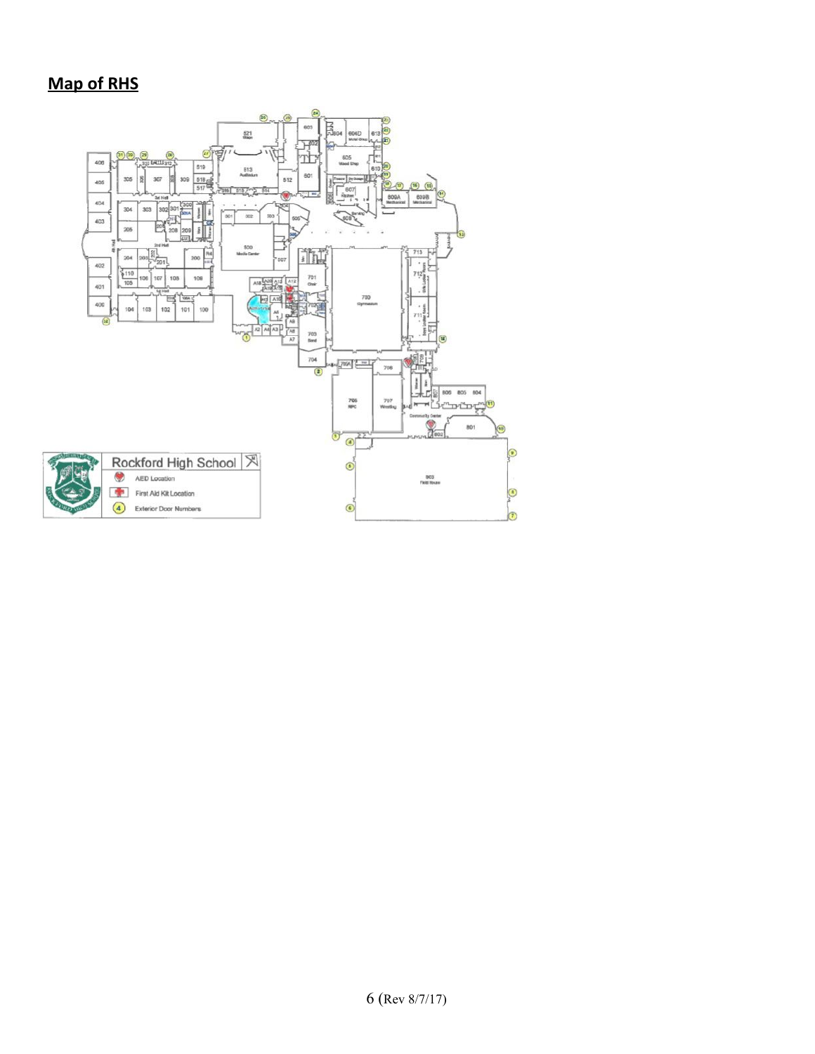## Map of RHS

Rockford High School

AED Location

First Aid Kit Location

Exterior Door Numbers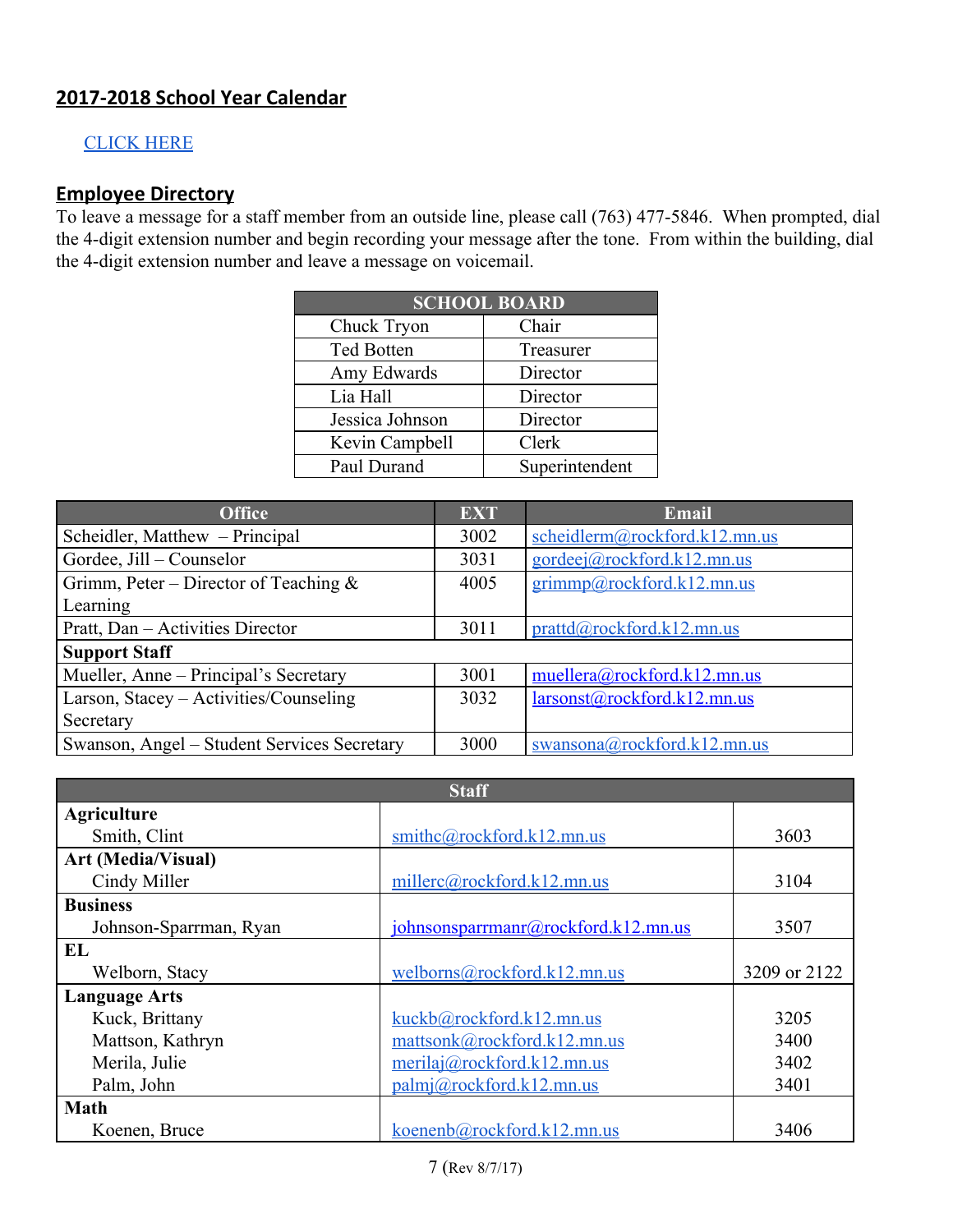## 2017-2018 School Year Calendar

CLICK HERE

## Employee Directory

To leave a message for a staff member from an outside line, please call (763) 477-5846. When prompted, dial the 4-digit extension number and begin recording your message after the tone. From within the building, dial the 4-digit extension number and leave a message on voicemail.

| SCHOOL BOARD | |
|---|---|
| Chuck Tryon | Chair |
| Ted Botten | Treasurer |
| Amy Edwards | Director |
| Lia Hall | Director |
| Jessica Johnson | Director |
| Kevin Campbell | Clerk |
| Paul Durand | Superintendent |

| Office | EXT | Email |
|---|---|---|
| Scheidler, Matthew – Principal | 3002 | scheidlerm@rockford.k12.mn.us |
| Gordee, Jill – Counselor | 3031 | gordeej@rockford.k12.mn.us |
| Grimm, Peter – Director of Teaching & Learning | 4005 | grimmp@rockford.k12.mn.us |
| Pratt, Dan – Activities Director | 3011 | prattd@rockford.k12.mn.us |
| **Support Staff** | | |
| Mueller, Anne – Principal's Secretary | 3001 | muellera@rockford.k12.mn.us |
| Larson, Stacey – Activities/Counseling Secretary | 3032 | larsonst@rockford.k12.mn.us |
| Swanson, Angel – Student Services Secretary | 3000 | swansona@rockford.k12.mn.us |

| Staff | | |
|---|---|---|
| **Agriculture** | | |
| Smith, Clint | smithc@rockford.k12.mn.us | 3603 |
| **Art (Media/Visual)** | | |
| Cindy Miller | millerc@rockford.k12.mn.us | 3104 |
| **Business** | | |
| Johnson-Sparrman, Ryan | johnsonsparrmanr@rockford.k12.mn.us | 3507 |
| **EL** | | |
| Welborn, Stacy | welborns@rockford.k12.mn.us | 3209 or 2122 |
| **Language Arts** | | |
| Kuck, Brittany | kuckb@rockford.k12.mn.us | 3205 |
| Mattson, Kathryn | mattsonk@rockford.k12.mn.us | 3400 |
| Merila, Julie | merilaj@rockford.k12.mn.us | 3402 |
| Palm, John | palmj@rockford.k12.mn.us | 3401 |
| **Math** | | |
| Koenen, Bruce | koenenb@rockford.k12.mn.us | 3406 |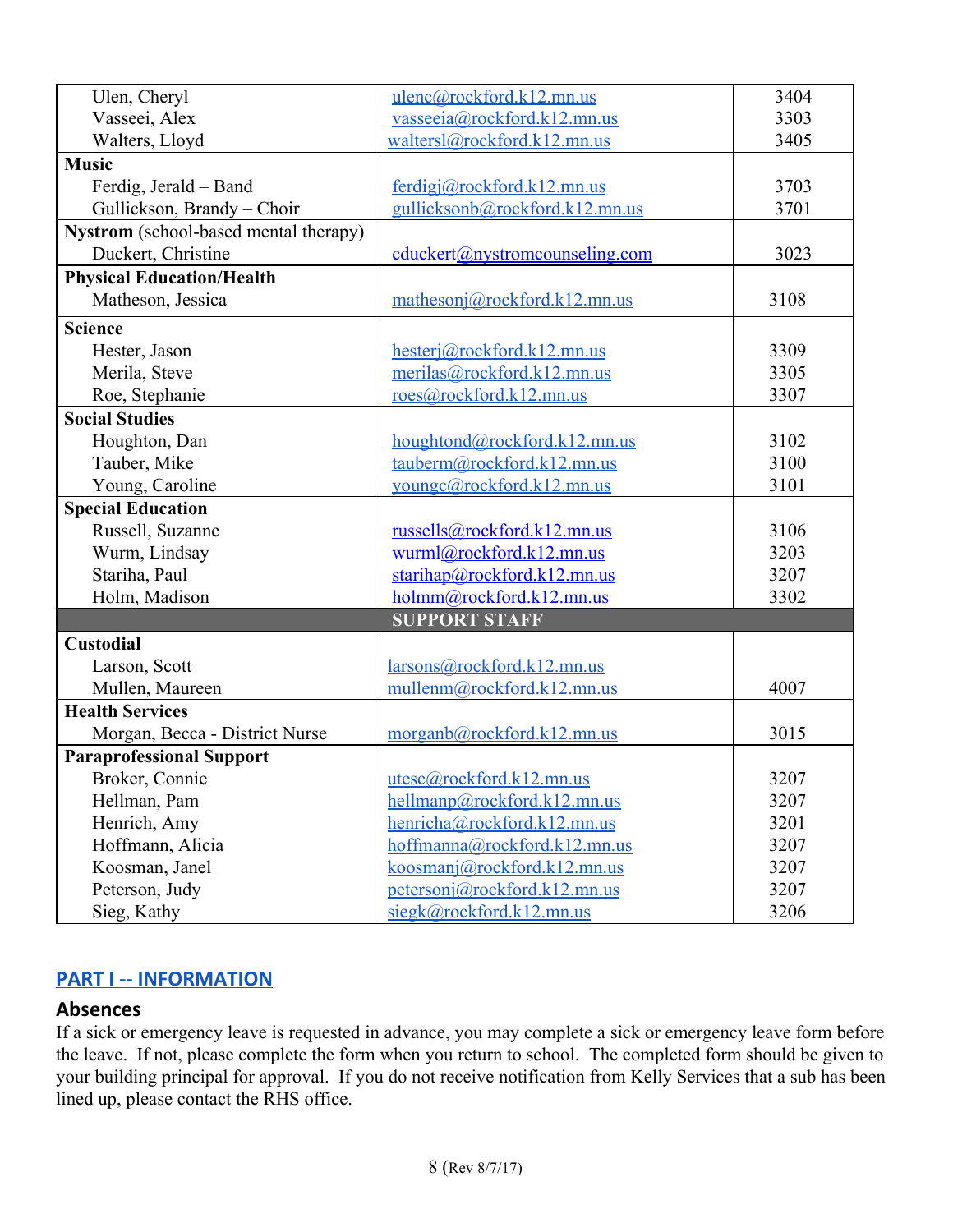| | | |
|---|---|---|
| Ulen, Cheryl | ulenc@rockford.k12.mn.us | 3404 |
| Vasseei, Alex | vasseeia@rockford.k12.mn.us | 3303 |
| Walters, Lloyd | waltersl@rockford.k12.mn.us | 3405 |
| **Music** | | |
| Ferdig, Jerald – Band | ferdigj@rockford.k12.mn.us | 3703 |
| Gullickson, Brandy – Choir | gullicksonb@rockford.k12.mn.us | 3701 |
| **Nystrom** (school-based mental therapy) | | |
| Duckert, Christine | cduckert@nystromcounseling.com | 3023 |
| **Physical Education/Health** | | |
| Matheson, Jessica | mathesonj@rockford.k12.mn.us | 3108 |
| **Science** | | |
| Hester, Jason | hesterj@rockford.k12.mn.us | 3309 |
| Merila, Steve | merilas@rockford.k12.mn.us | 3305 |
| Roe, Stephanie | roes@rockford.k12.mn.us | 3307 |
| **Social Studies** | | |
| Houghton, Dan | houghtond@rockford.k12.mn.us | 3102 |
| Tauber, Mike | tauberm@rockford.k12.mn.us | 3100 |
| Young, Caroline | youngc@rockford.k12.mn.us | 3101 |
| **Special Education** | | |
| Russell, Suzanne | russells@rockford.k12.mn.us | 3106 |
| Wurm, Lindsay | wurml@rockford.k12.mn.us | 3203 |
| Stariha, Paul | starihap@rockford.k12.mn.us | 3207 |
| Holm, Madison | holmm@rockford.k12.mn.us | 3302 |
| **SUPPORT STAFF** | | |
| **Custodial** | | |
| Larson, Scott | larsons@rockford.k12.mn.us | |
| Mullen, Maureen | mullenm@rockford.k12.mn.us | 4007 |
| **Health Services** | | |
| Morgan, Becca - District Nurse | morganb@rockford.k12.mn.us | 3015 |
| **Paraprofessional Support** | | |
| Broker, Connie | utesc@rockford.k12.mn.us | 3207 |
| Hellman, Pam | hellmanp@rockford.k12.mn.us | 3207 |
| Henrich, Amy | henricha@rockford.k12.mn.us | 3201 |
| Hoffmann, Alicia | hoffmanna@rockford.k12.mn.us | 3207 |
| Koosman, Janel | koosmanj@rockford.k12.mn.us | 3207 |
| Peterson, Judy | petersonj@rockford.k12.mn.us | 3207 |
| Sieg, Kathy | siegk@rockford.k12.mn.us | 3206 |

## PART I -- INFORMATION

### Absences

If a sick or emergency leave is requested in advance, you may complete a sick or emergency leave form before the leave. If not, please complete the form when you return to school. The completed form should be given to your building principal for approval. If you do not receive notification from Kelly Services that a sub has been lined up, please contact the RHS office.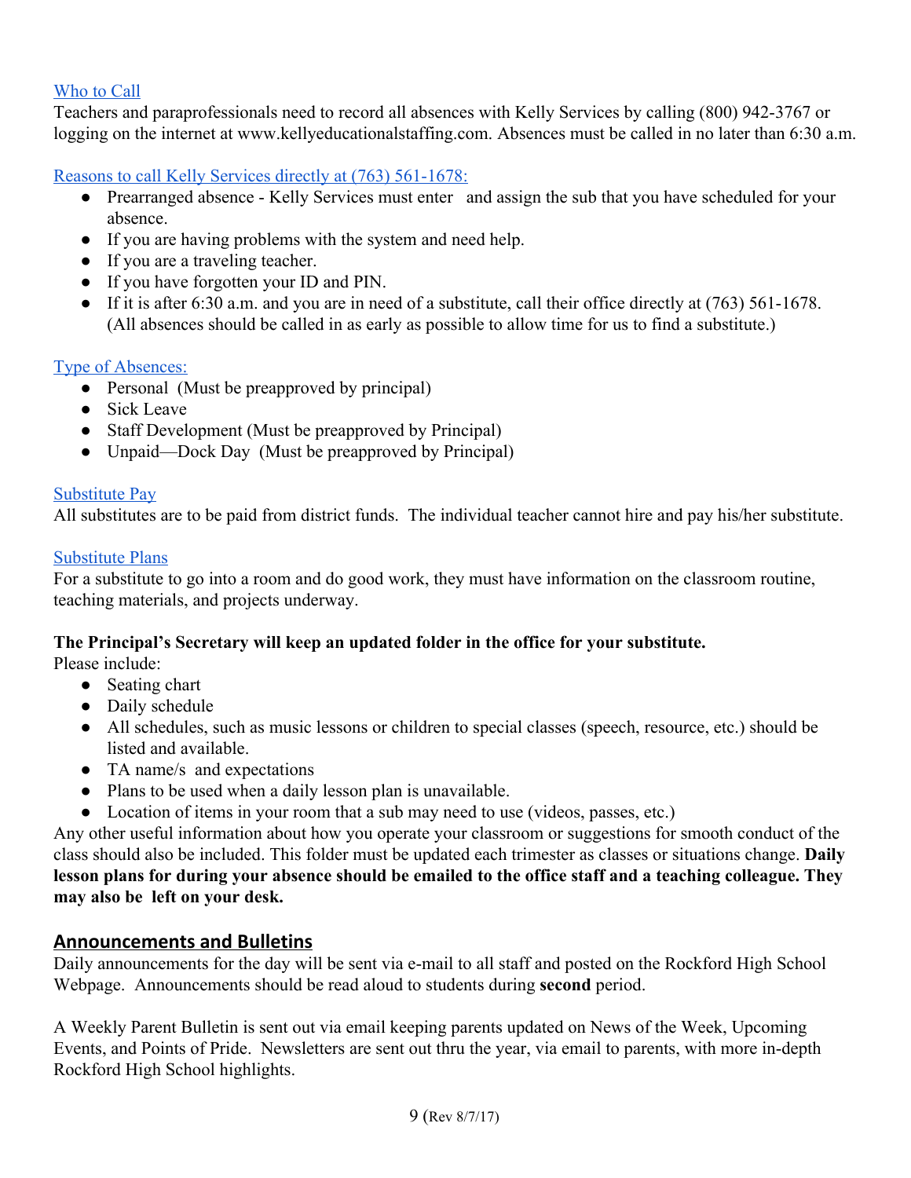### Who to Call

Teachers and paraprofessionals need to record all absences with Kelly Services by calling (800) 942-3767 or logging on the internet at www.kellyeducationalstaffing.com. Absences must be called in no later than 6:30 a.m.

### Reasons to call Kelly Services directly at (763) 561-1678:

- Prearranged absence - Kelly Services must enter and assign the sub that you have scheduled for your absence.
- If you are having problems with the system and need help.
- If you are a traveling teacher.
- If you have forgotten your ID and PIN.
- If it is after 6:30 a.m. and you are in need of a substitute, call their office directly at (763) 561-1678. (All absences should be called in as early as possible to allow time for us to find a substitute.)

### Type of Absences:

- Personal (Must be preapproved by principal)
- Sick Leave
- Staff Development (Must be preapproved by Principal)
- Unpaid—Dock Day (Must be preapproved by Principal)

### Substitute Pay

All substitutes are to be paid from district funds. The individual teacher cannot hire and pay his/her substitute.

### Substitute Plans

For a substitute to go into a room and do good work, they must have information on the classroom routine, teaching materials, and projects underway.

**The Principal's Secretary will keep an updated folder in the office for your substitute.**

Please include:

- Seating chart
- Daily schedule
- All schedules, such as music lessons or children to special classes (speech, resource, etc.) should be listed and available.
- TA name/s and expectations
- Plans to be used when a daily lesson plan is unavailable.
- Location of items in your room that a sub may need to use (videos, passes, etc.)

Any other useful information about how you operate your classroom or suggestions for smooth conduct of the class should also be included. This folder must be updated each trimester as classes or situations change. **Daily lesson plans for during your absence should be emailed to the office staff and a teaching colleague. They may also be left on your desk.**

## Announcements and Bulletins

Daily announcements for the day will be sent via e-mail to all staff and posted on the Rockford High School Webpage. Announcements should be read aloud to students during **second** period.

A Weekly Parent Bulletin is sent out via email keeping parents updated on News of the Week, Upcoming Events, and Points of Pride. Newsletters are sent out thru the year, via email to parents, with more in-depth Rockford High School highlights.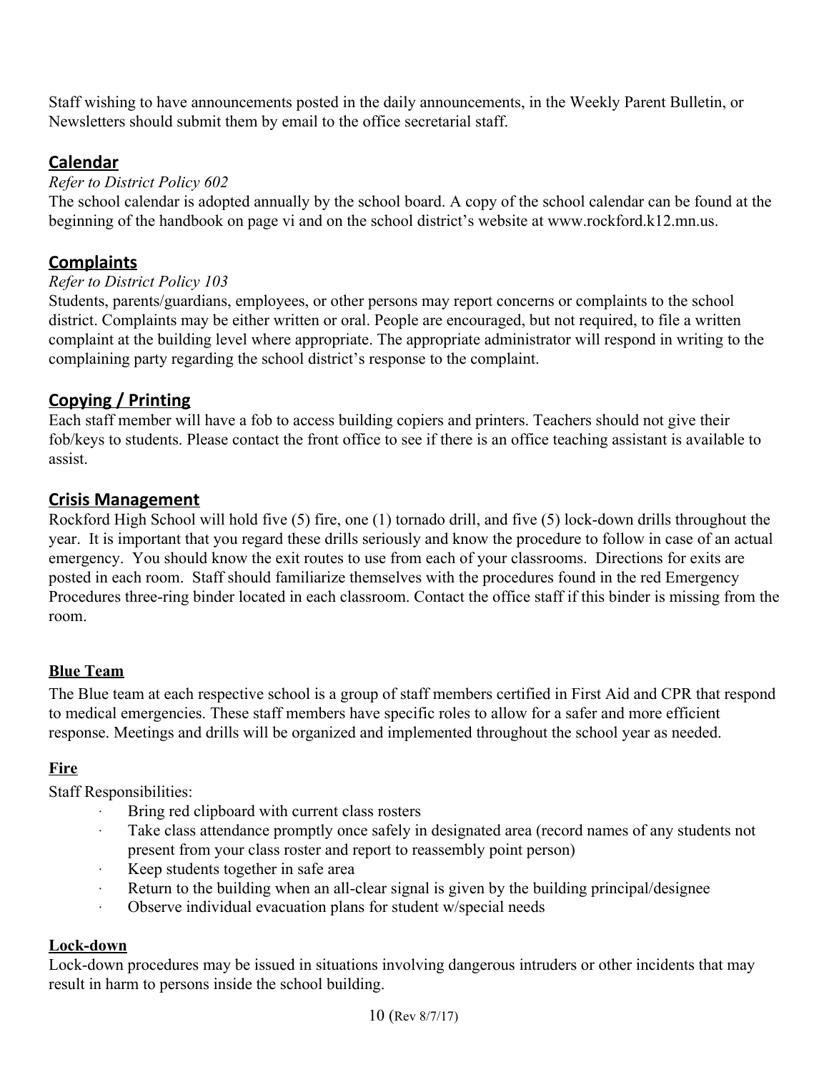Staff wishing to have announcements posted in the daily announcements, in the Weekly Parent Bulletin, or Newsletters should submit them by email to the office secretarial staff.

## Calendar

*Refer to District Policy 602*

The school calendar is adopted annually by the school board. A copy of the school calendar can be found at the beginning of the handbook on page vi and on the school district's website at www.rockford.k12.mn.us.

## Complaints

*Refer to District Policy 103*

Students, parents/guardians, employees, or other persons may report concerns or complaints to the school district. Complaints may be either written or oral. People are encouraged, but not required, to file a written complaint at the building level where appropriate. The appropriate administrator will respond in writing to the complaining party regarding the school district's response to the complaint.

## Copying / Printing

Each staff member will have a fob to access building copiers and printers. Teachers should not give their fob/keys to students. Please contact the front office to see if there is an office teaching assistant is available to assist.

## Crisis Management

Rockford High School will hold five (5) fire, one (1) tornado drill, and five (5) lock-down drills throughout the year. It is important that you regard these drills seriously and know the procedure to follow in case of an actual emergency. You should know the exit routes to use from each of your classrooms. Directions for exits are posted in each room. Staff should familiarize themselves with the procedures found in the red Emergency Procedures three-ring binder located in each classroom. Contact the office staff if this binder is missing from the room.

### Blue Team

The Blue team at each respective school is a group of staff members certified in First Aid and CPR that respond to medical emergencies. These staff members have specific roles to allow for a safer and more efficient response. Meetings and drills will be organized and implemented throughout the school year as needed.

### Fire

Staff Responsibilities:

- Bring red clipboard with current class rosters
- Take class attendance promptly once safely in designated area (record names of any students not present from your class roster and report to reassembly point person)
- Keep students together in safe area
- Return to the building when an all-clear signal is given by the building principal/designee
- Observe individual evacuation plans for student w/special needs

### Lock-down

Lock-down procedures may be issued in situations involving dangerous intruders or other incidents that may result in harm to persons inside the school building.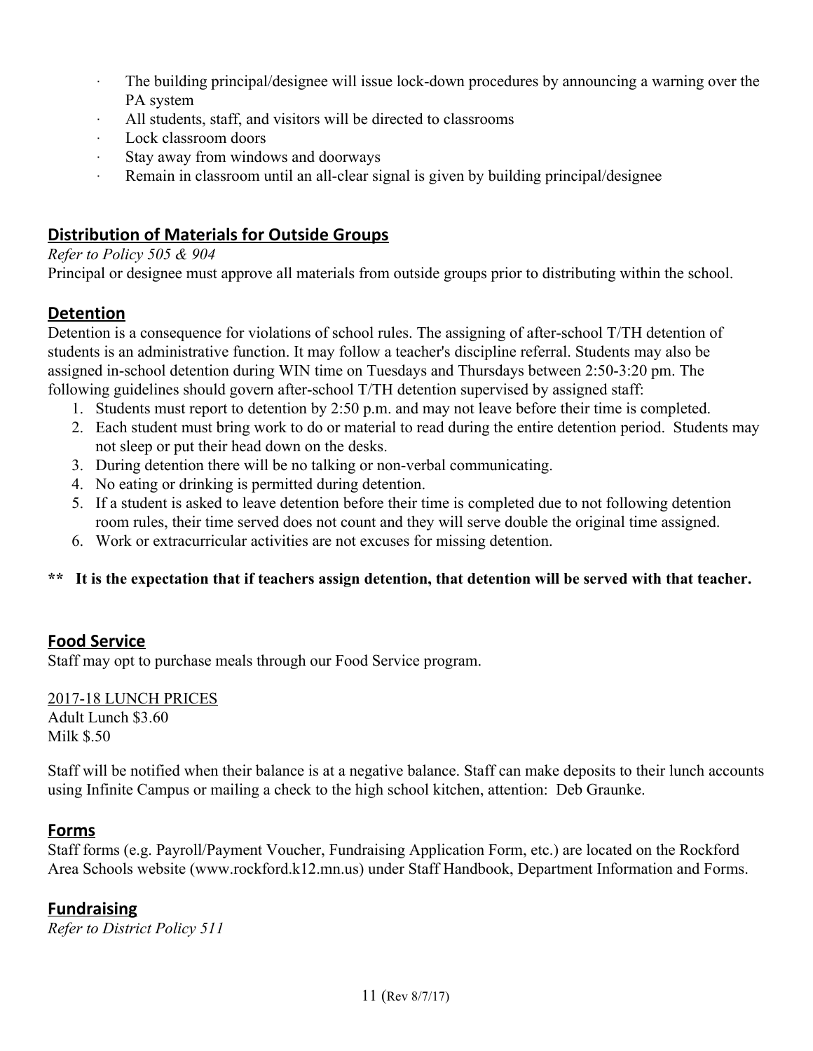- The building principal/designee will issue lock-down procedures by announcing a warning over the PA system
- All students, staff, and visitors will be directed to classrooms
- Lock classroom doors
- Stay away from windows and doorways
- Remain in classroom until an all-clear signal is given by building principal/designee

## Distribution of Materials for Outside Groups

*Refer to Policy 505 & 904*

Principal or designee must approve all materials from outside groups prior to distributing within the school.

## Detention

Detention is a consequence for violations of school rules. The assigning of after-school T/TH detention of students is an administrative function. It may follow a teacher's discipline referral. Students may also be assigned in-school detention during WIN time on Tuesdays and Thursdays between 2:50-3:20 pm. The following guidelines should govern after-school T/TH detention supervised by assigned staff:

1. Students must report to detention by 2:50 p.m. and may not leave before their time is completed.
2. Each student must bring work to do or material to read during the entire detention period. Students may not sleep or put their head down on the desks.
3. During detention there will be no talking or non-verbal communicating.
4. No eating or drinking is permitted during detention.
5. If a student is asked to leave detention before their time is completed due to not following detention room rules, their time served does not count and they will serve double the original time assigned.
6. Work or extracurricular activities are not excuses for missing detention.

**\*\* It is the expectation that if teachers assign detention, that detention will be served with that teacher.**

## Food Service

Staff may opt to purchase meals through our Food Service program.

<u>2017-18 LUNCH PRICES</u>
Adult Lunch $3.60
Milk $.50

Staff will be notified when their balance is at a negative balance. Staff can make deposits to their lunch accounts using Infinite Campus or mailing a check to the high school kitchen, attention: Deb Graunke.

## Forms

Staff forms (e.g. Payroll/Payment Voucher, Fundraising Application Form, etc.) are located on the Rockford Area Schools website (www.rockford.k12.mn.us) under Staff Handbook, Department Information and Forms.

## Fundraising

*Refer to District Policy 511*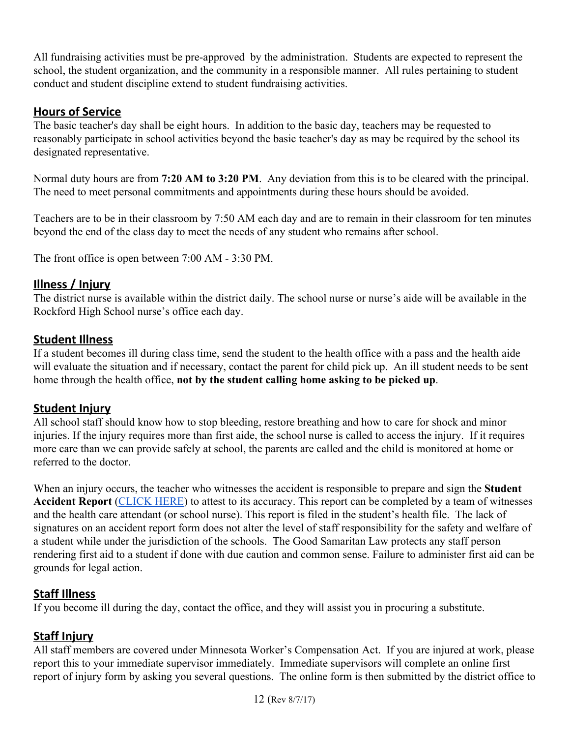All fundraising activities must be pre-approved by the administration. Students are expected to represent the school, the student organization, and the community in a responsible manner. All rules pertaining to student conduct and student discipline extend to student fundraising activities.

## Hours of Service

The basic teacher's day shall be eight hours. In addition to the basic day, teachers may be requested to reasonably participate in school activities beyond the basic teacher's day as may be required by the school its designated representative.

Normal duty hours are from **7:20 AM to 3:20 PM**. Any deviation from this is to be cleared with the principal. The need to meet personal commitments and appointments during these hours should be avoided.

Teachers are to be in their classroom by 7:50 AM each day and are to remain in their classroom for ten minutes beyond the end of the class day to meet the needs of any student who remains after school.

The front office is open between 7:00 AM - 3:30 PM.

## Illness / Injury

The district nurse is available within the district daily. The school nurse or nurse's aide will be available in the Rockford High School nurse's office each day.

## Student Illness

If a student becomes ill during class time, send the student to the health office with a pass and the health aide will evaluate the situation and if necessary, contact the parent for child pick up. An ill student needs to be sent home through the health office, **not by the student calling home asking to be picked up**.

## Student Injury

All school staff should know how to stop bleeding, restore breathing and how to care for shock and minor injuries. If the injury requires more than first aide, the school nurse is called to access the injury. If it requires more care than we can provide safely at school, the parents are called and the child is monitored at home or referred to the doctor.

When an injury occurs, the teacher who witnesses the accident is responsible to prepare and sign the **Student Accident Report** (CLICK HERE) to attest to its accuracy. This report can be completed by a team of witnesses and the health care attendant (or school nurse). This report is filed in the student's health file. The lack of signatures on an accident report form does not alter the level of staff responsibility for the safety and welfare of a student while under the jurisdiction of the schools. The Good Samaritan Law protects any staff person rendering first aid to a student if done with due caution and common sense. Failure to administer first aid can be grounds for legal action.

## Staff Illness

If you become ill during the day, contact the office, and they will assist you in procuring a substitute.

## Staff Injury

All staff members are covered under Minnesota Worker's Compensation Act. If you are injured at work, please report this to your immediate supervisor immediately. Immediate supervisors will complete an online first report of injury form by asking you several questions. The online form is then submitted by the district office to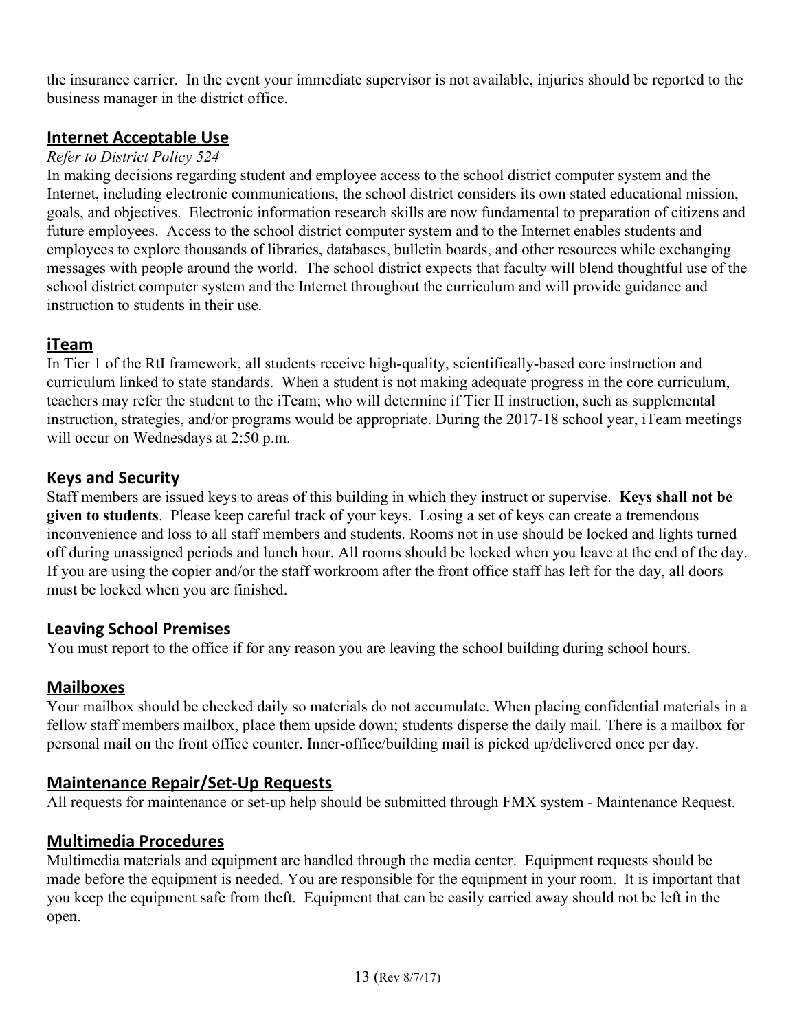the insurance carrier. In the event your immediate supervisor is not available, injuries should be reported to the business manager in the district office.

## Internet Acceptable Use

*Refer to District Policy 524*

In making decisions regarding student and employee access to the school district computer system and the Internet, including electronic communications, the school district considers its own stated educational mission, goals, and objectives. Electronic information research skills are now fundamental to preparation of citizens and future employees. Access to the school district computer system and to the Internet enables students and employees to explore thousands of libraries, databases, bulletin boards, and other resources while exchanging messages with people around the world. The school district expects that faculty will blend thoughtful use of the school district computer system and the Internet throughout the curriculum and will provide guidance and instruction to students in their use.

## iTeam

In Tier 1 of the RtI framework, all students receive high-quality, scientifically-based core instruction and curriculum linked to state standards. When a student is not making adequate progress in the core curriculum, teachers may refer the student to the iTeam; who will determine if Tier II instruction, such as supplemental instruction, strategies, and/or programs would be appropriate. During the 2017-18 school year, iTeam meetings will occur on Wednesdays at 2:50 p.m.

## Keys and Security

Staff members are issued keys to areas of this building in which they instruct or supervise. **Keys shall not be given to students**. Please keep careful track of your keys. Losing a set of keys can create a tremendous inconvenience and loss to all staff members and students. Rooms not in use should be locked and lights turned off during unassigned periods and lunch hour. All rooms should be locked when you leave at the end of the day. If you are using the copier and/or the staff workroom after the front office staff has left for the day, all doors must be locked when you are finished.

## Leaving School Premises

You must report to the office if for any reason you are leaving the school building during school hours.

## Mailboxes

Your mailbox should be checked daily so materials do not accumulate. When placing confidential materials in a fellow staff members mailbox, place them upside down; students disperse the daily mail. There is a mailbox for personal mail on the front office counter. Inner-office/building mail is picked up/delivered once per day.

## Maintenance Repair/Set-Up Requests

All requests for maintenance or set-up help should be submitted through FMX system - Maintenance Request.

## Multimedia Procedures

Multimedia materials and equipment are handled through the media center. Equipment requests should be made before the equipment is needed. You are responsible for the equipment in your room. It is important that you keep the equipment safe from theft. Equipment that can be easily carried away should not be left in the open.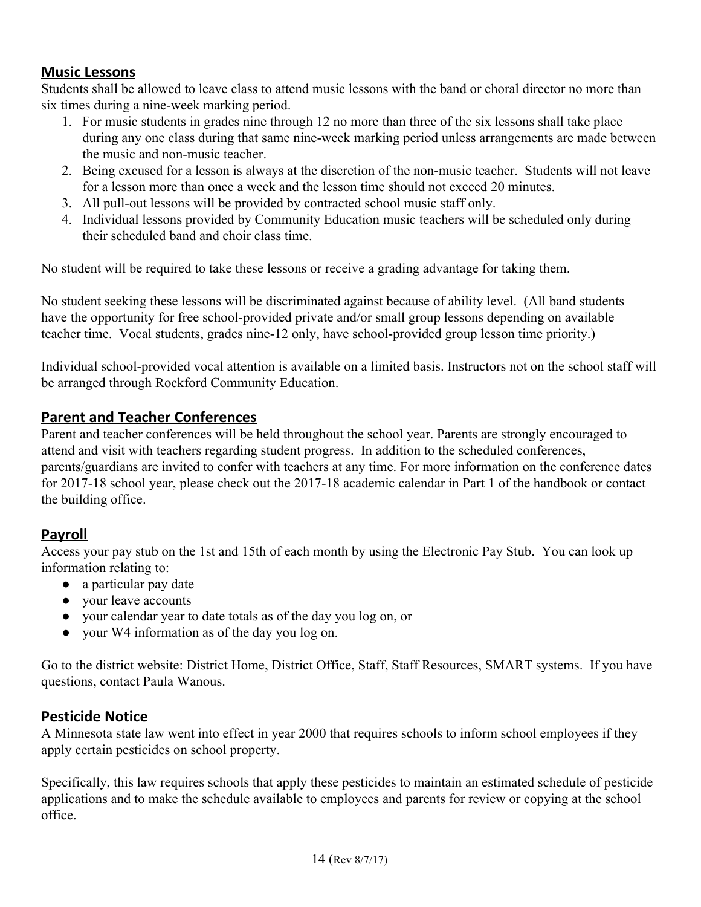## Music Lessons

Students shall be allowed to leave class to attend music lessons with the band or choral director no more than six times during a nine-week marking period.

1. For music students in grades nine through 12 no more than three of the six lessons shall take place during any one class during that same nine-week marking period unless arrangements are made between the music and non-music teacher.
2. Being excused for a lesson is always at the discretion of the non-music teacher. Students will not leave for a lesson more than once a week and the lesson time should not exceed 20 minutes.
3. All pull-out lessons will be provided by contracted school music staff only.
4. Individual lessons provided by Community Education music teachers will be scheduled only during their scheduled band and choir class time.

No student will be required to take these lessons or receive a grading advantage for taking them.

No student seeking these lessons will be discriminated against because of ability level. (All band students have the opportunity for free school-provided private and/or small group lessons depending on available teacher time. Vocal students, grades nine-12 only, have school-provided group lesson time priority.)

Individual school-provided vocal attention is available on a limited basis. Instructors not on the school staff will be arranged through Rockford Community Education.

## Parent and Teacher Conferences

Parent and teacher conferences will be held throughout the school year. Parents are strongly encouraged to attend and visit with teachers regarding student progress. In addition to the scheduled conferences, parents/guardians are invited to confer with teachers at any time. For more information on the conference dates for 2017-18 school year, please check out the 2017-18 academic calendar in Part 1 of the handbook or contact the building office.

## Payroll

Access your pay stub on the 1st and 15th of each month by using the Electronic Pay Stub. You can look up information relating to:

- a particular pay date
- your leave accounts
- your calendar year to date totals as of the day you log on, or
- your W4 information as of the day you log on.

Go to the district website: District Home, District Office, Staff, Staff Resources, SMART systems. If you have questions, contact Paula Wanous.

## Pesticide Notice

A Minnesota state law went into effect in year 2000 that requires schools to inform school employees if they apply certain pesticides on school property.

Specifically, this law requires schools that apply these pesticides to maintain an estimated schedule of pesticide applications and to make the schedule available to employees and parents for review or copying at the school office.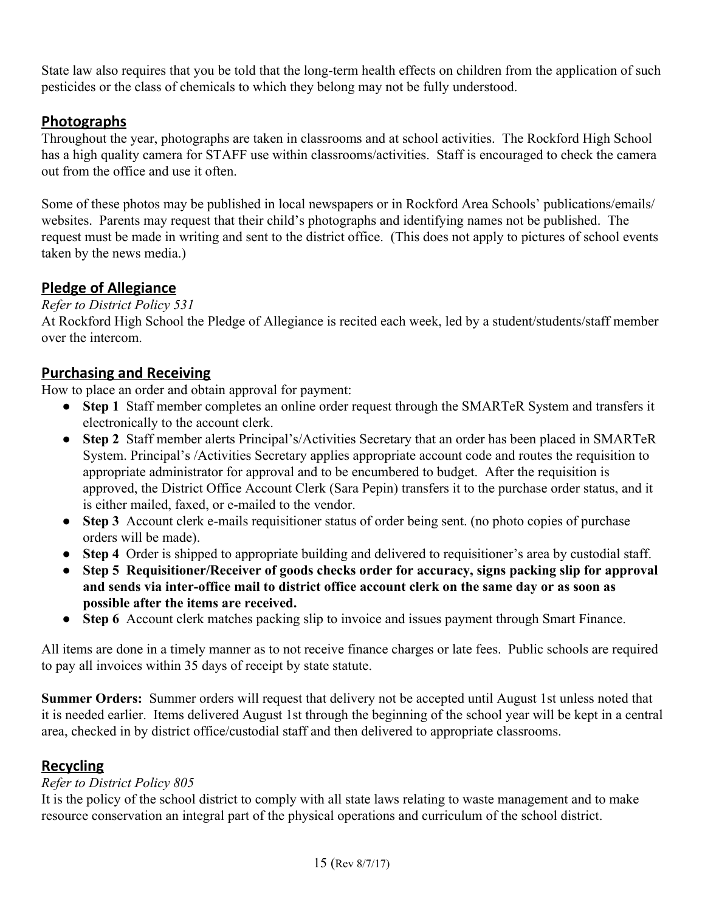State law also requires that you be told that the long-term health effects on children from the application of such pesticides or the class of chemicals to which they belong may not be fully understood.

## Photographs

Throughout the year, photographs are taken in classrooms and at school activities. The Rockford High School has a high quality camera for STAFF use within classrooms/activities. Staff is encouraged to check the camera out from the office and use it often.

Some of these photos may be published in local newspapers or in Rockford Area Schools' publications/emails/ websites. Parents may request that their child's photographs and identifying names not be published. The request must be made in writing and sent to the district office. (This does not apply to pictures of school events taken by the news media.)

## Pledge of Allegiance

*Refer to District Policy 531*

At Rockford High School the Pledge of Allegiance is recited each week, led by a student/students/staff member over the intercom.

## Purchasing and Receiving

How to place an order and obtain approval for payment:

- **Step 1** Staff member completes an online order request through the SMARTeR System and transfers it electronically to the account clerk.
- **Step 2** Staff member alerts Principal's/Activities Secretary that an order has been placed in SMARTeR System. Principal's /Activities Secretary applies appropriate account code and routes the requisition to appropriate administrator for approval and to be encumbered to budget. After the requisition is approved, the District Office Account Clerk (Sara Pepin) transfers it to the purchase order status, and it is either mailed, faxed, or e-mailed to the vendor.
- **Step 3** Account clerk e-mails requisitioner status of order being sent. (no photo copies of purchase orders will be made).
- **Step 4** Order is shipped to appropriate building and delivered to requisitioner's area by custodial staff.
- **Step 5 Requisitioner/Receiver of goods checks order for accuracy, signs packing slip for approval and sends via inter-office mail to district office account clerk on the same day or as soon as possible after the items are received.**
- **Step 6** Account clerk matches packing slip to invoice and issues payment through Smart Finance.

All items are done in a timely manner as to not receive finance charges or late fees. Public schools are required to pay all invoices within 35 days of receipt by state statute.

**Summer Orders:** Summer orders will request that delivery not be accepted until August 1st unless noted that it is needed earlier. Items delivered August 1st through the beginning of the school year will be kept in a central area, checked in by district office/custodial staff and then delivered to appropriate classrooms.

## Recycling

*Refer to District Policy 805*

It is the policy of the school district to comply with all state laws relating to waste management and to make resource conservation an integral part of the physical operations and curriculum of the school district.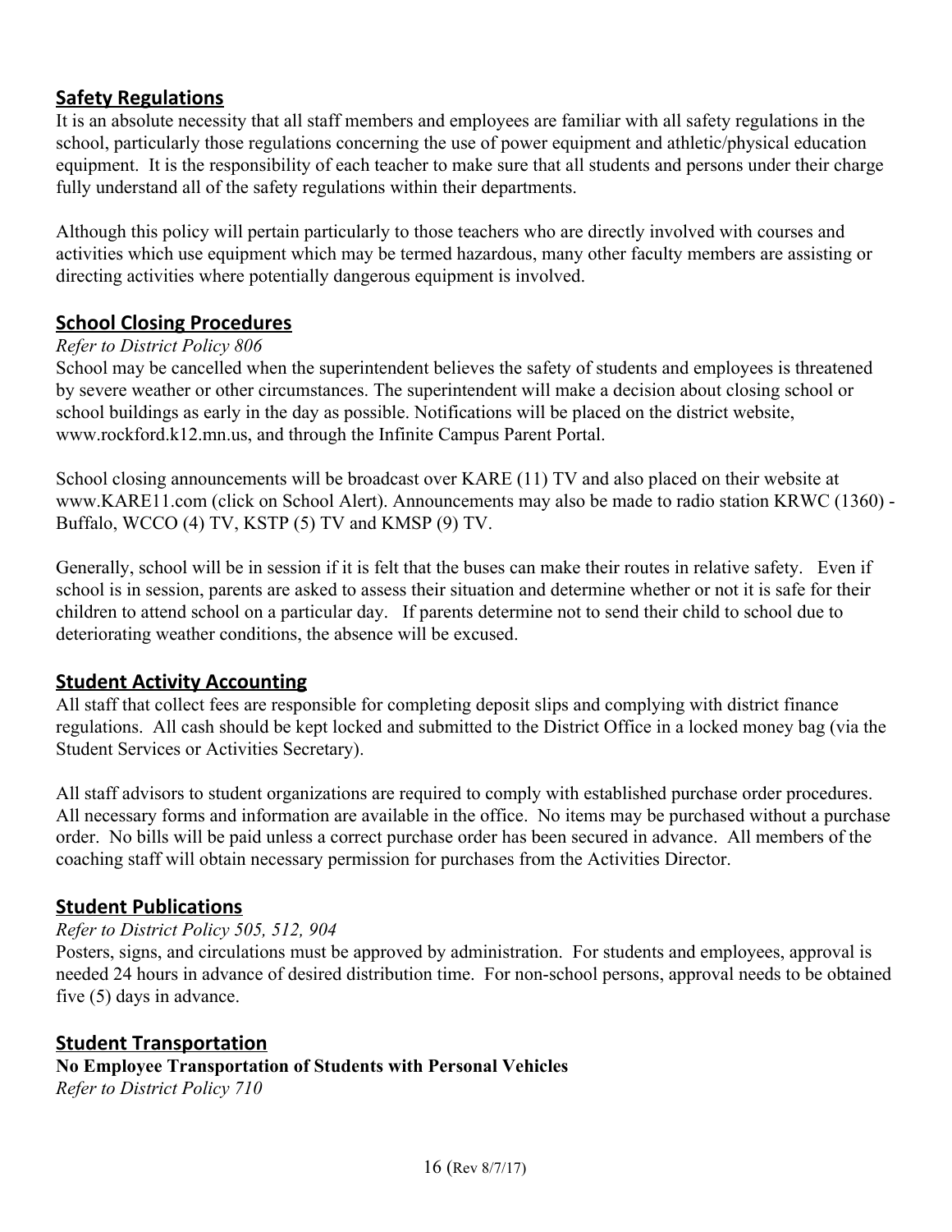## Safety Regulations

It is an absolute necessity that all staff members and employees are familiar with all safety regulations in the school, particularly those regulations concerning the use of power equipment and athletic/physical education equipment. It is the responsibility of each teacher to make sure that all students and persons under their charge fully understand all of the safety regulations within their departments.

Although this policy will pertain particularly to those teachers who are directly involved with courses and activities which use equipment which may be termed hazardous, many other faculty members are assisting or directing activities where potentially dangerous equipment is involved.

## School Closing Procedures

*Refer to District Policy 806*

School may be cancelled when the superintendent believes the safety of students and employees is threatened by severe weather or other circumstances. The superintendent will make a decision about closing school or school buildings as early in the day as possible. Notifications will be placed on the district website, www.rockford.k12.mn.us, and through the Infinite Campus Parent Portal.

School closing announcements will be broadcast over KARE (11) TV and also placed on their website at www.KARE11.com (click on School Alert). Announcements may also be made to radio station KRWC (1360) - Buffalo, WCCO (4) TV, KSTP (5) TV and KMSP (9) TV.

Generally, school will be in session if it is felt that the buses can make their routes in relative safety. Even if school is in session, parents are asked to assess their situation and determine whether or not it is safe for their children to attend school on a particular day. If parents determine not to send their child to school due to deteriorating weather conditions, the absence will be excused.

## Student Activity Accounting

All staff that collect fees are responsible for completing deposit slips and complying with district finance regulations. All cash should be kept locked and submitted to the District Office in a locked money bag (via the Student Services or Activities Secretary).

All staff advisors to student organizations are required to comply with established purchase order procedures. All necessary forms and information are available in the office. No items may be purchased without a purchase order. No bills will be paid unless a correct purchase order has been secured in advance. All members of the coaching staff will obtain necessary permission for purchases from the Activities Director.

## Student Publications

*Refer to District Policy 505, 512, 904*

Posters, signs, and circulations must be approved by administration. For students and employees, approval is needed 24 hours in advance of desired distribution time. For non-school persons, approval needs to be obtained five (5) days in advance.

## Student Transportation

**No Employee Transportation of Students with Personal Vehicles**

*Refer to District Policy 710*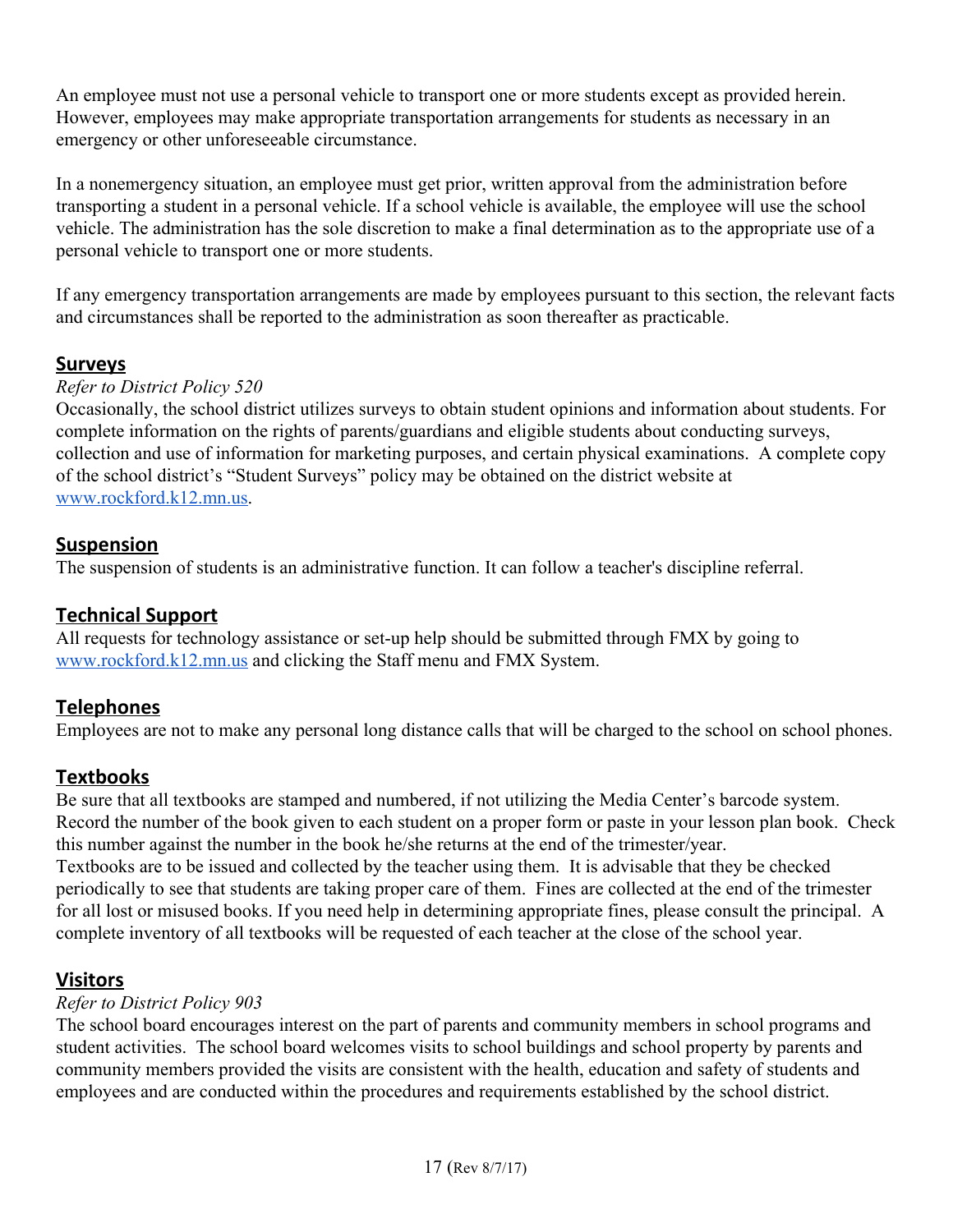An employee must not use a personal vehicle to transport one or more students except as provided herein. However, employees may make appropriate transportation arrangements for students as necessary in an emergency or other unforeseeable circumstance.

In a nonemergency situation, an employee must get prior, written approval from the administration before transporting a student in a personal vehicle. If a school vehicle is available, the employee will use the school vehicle. The administration has the sole discretion to make a final determination as to the appropriate use of a personal vehicle to transport one or more students.

If any emergency transportation arrangements are made by employees pursuant to this section, the relevant facts and circumstances shall be reported to the administration as soon thereafter as practicable.

## Surveys

*Refer to District Policy 520*

Occasionally, the school district utilizes surveys to obtain student opinions and information about students. For complete information on the rights of parents/guardians and eligible students about conducting surveys, collection and use of information for marketing purposes, and certain physical examinations. A complete copy of the school district's "Student Surveys" policy may be obtained on the district website at [www.rockford.k12.mn.us](http://www.rockford.k12.mn.us).

## Suspension

The suspension of students is an administrative function. It can follow a teacher's discipline referral.

## Technical Support

All requests for technology assistance or set-up help should be submitted through FMX by going to [www.rockford.k12.mn.us](http://www.rockford.k12.mn.us) and clicking the Staff menu and FMX System.

## Telephones

Employees are not to make any personal long distance calls that will be charged to the school on school phones.

## Textbooks

Be sure that all textbooks are stamped and numbered, if not utilizing the Media Center's barcode system. Record the number of the book given to each student on a proper form or paste in your lesson plan book. Check this number against the number in the book he/she returns at the end of the trimester/year.
Textbooks are to be issued and collected by the teacher using them. It is advisable that they be checked periodically to see that students are taking proper care of them. Fines are collected at the end of the trimester for all lost or misused books. If you need help in determining appropriate fines, please consult the principal. A complete inventory of all textbooks will be requested of each teacher at the close of the school year.

## Visitors

*Refer to District Policy 903*

The school board encourages interest on the part of parents and community members in school programs and student activities. The school board welcomes visits to school buildings and school property by parents and community members provided the visits are consistent with the health, education and safety of students and employees and are conducted within the procedures and requirements established by the school district.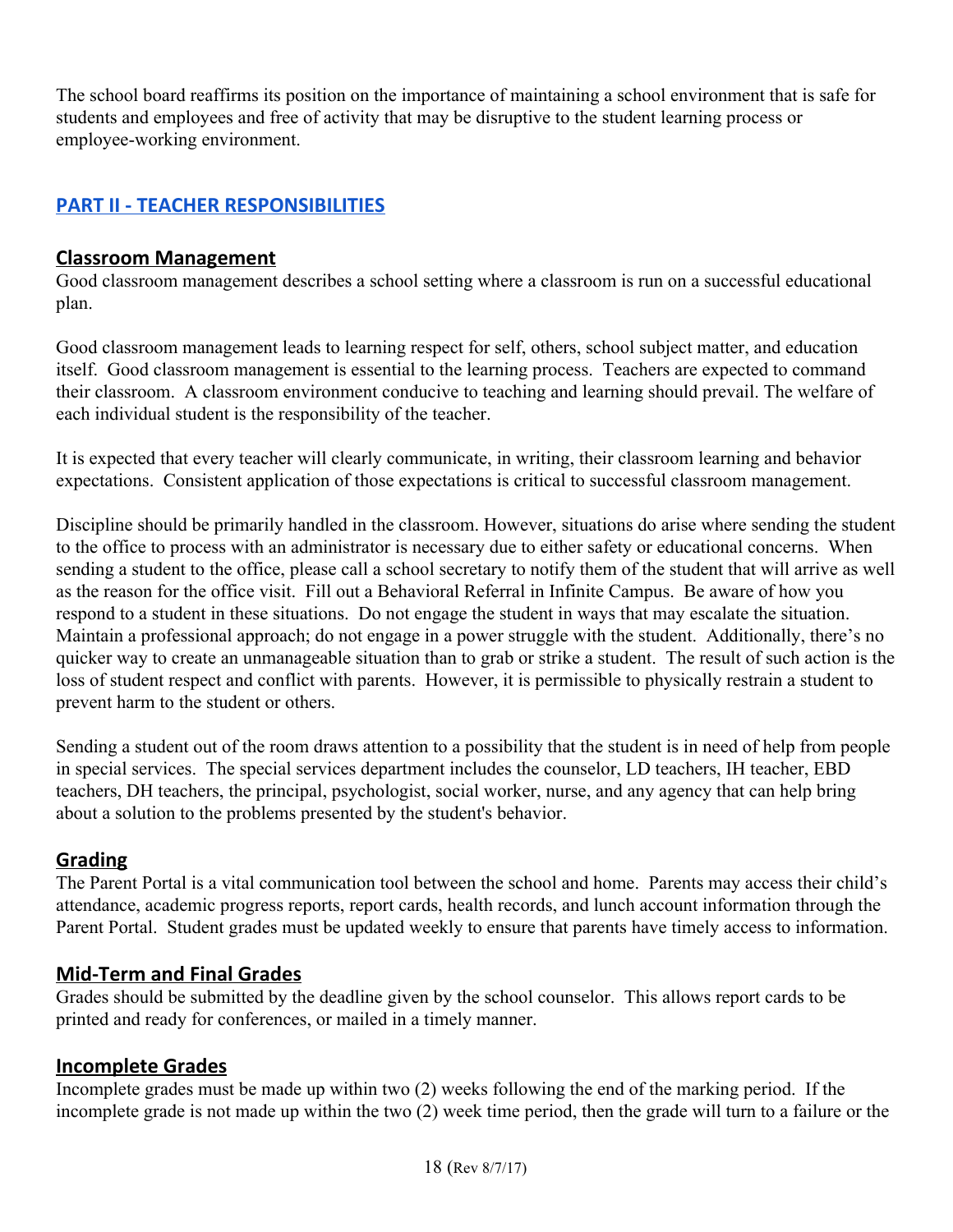The school board reaffirms its position on the importance of maintaining a school environment that is safe for students and employees and free of activity that may be disruptive to the student learning process or employee-working environment.

## PART II - TEACHER RESPONSIBILITIES

### Classroom Management

Good classroom management describes a school setting where a classroom is run on a successful educational plan.

Good classroom management leads to learning respect for self, others, school subject matter, and education itself. Good classroom management is essential to the learning process. Teachers are expected to command their classroom. A classroom environment conducive to teaching and learning should prevail. The welfare of each individual student is the responsibility of the teacher.

It is expected that every teacher will clearly communicate, in writing, their classroom learning and behavior expectations. Consistent application of those expectations is critical to successful classroom management.

Discipline should be primarily handled in the classroom. However, situations do arise where sending the student to the office to process with an administrator is necessary due to either safety or educational concerns. When sending a student to the office, please call a school secretary to notify them of the student that will arrive as well as the reason for the office visit. Fill out a Behavioral Referral in Infinite Campus. Be aware of how you respond to a student in these situations. Do not engage the student in ways that may escalate the situation. Maintain a professional approach; do not engage in a power struggle with the student. Additionally, there's no quicker way to create an unmanageable situation than to grab or strike a student. The result of such action is the loss of student respect and conflict with parents. However, it is permissible to physically restrain a student to prevent harm to the student or others.

Sending a student out of the room draws attention to a possibility that the student is in need of help from people in special services. The special services department includes the counselor, LD teachers, IH teacher, EBD teachers, DH teachers, the principal, psychologist, social worker, nurse, and any agency that can help bring about a solution to the problems presented by the student's behavior.

### Grading

The Parent Portal is a vital communication tool between the school and home. Parents may access their child's attendance, academic progress reports, report cards, health records, and lunch account information through the Parent Portal. Student grades must be updated weekly to ensure that parents have timely access to information.

### Mid-Term and Final Grades

Grades should be submitted by the deadline given by the school counselor. This allows report cards to be printed and ready for conferences, or mailed in a timely manner.

### Incomplete Grades

Incomplete grades must be made up within two (2) weeks following the end of the marking period. If the incomplete grade is not made up within the two (2) week time period, then the grade will turn to a failure or the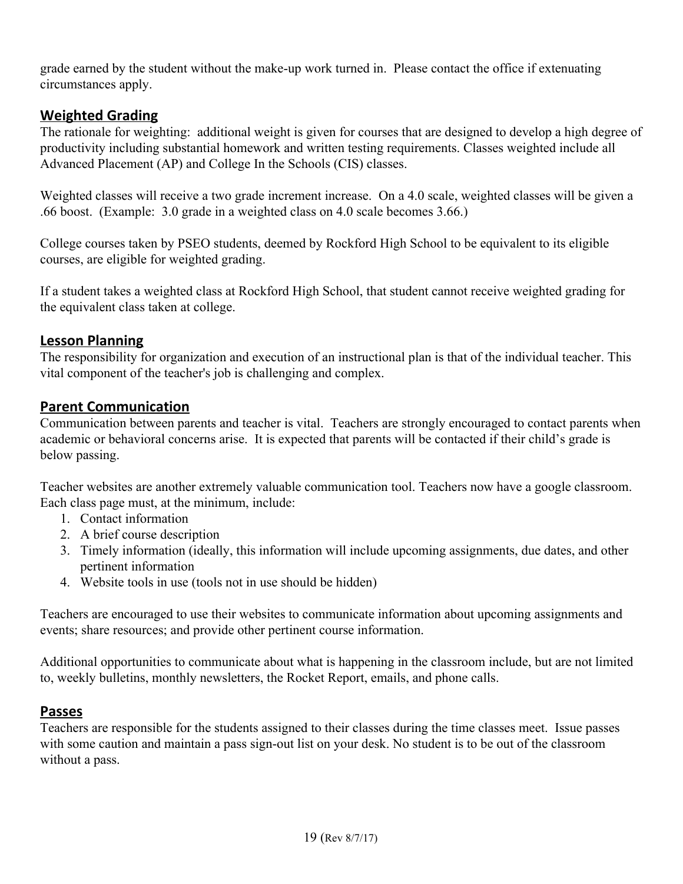grade earned by the student without the make-up work turned in. Please contact the office if extenuating circumstances apply.

## Weighted Grading

The rationale for weighting: additional weight is given for courses that are designed to develop a high degree of productivity including substantial homework and written testing requirements. Classes weighted include all Advanced Placement (AP) and College In the Schools (CIS) classes.

Weighted classes will receive a two grade increment increase. On a 4.0 scale, weighted classes will be given a .66 boost. (Example: 3.0 grade in a weighted class on 4.0 scale becomes 3.66.)

College courses taken by PSEO students, deemed by Rockford High School to be equivalent to its eligible courses, are eligible for weighted grading.

If a student takes a weighted class at Rockford High School, that student cannot receive weighted grading for the equivalent class taken at college.

## Lesson Planning

The responsibility for organization and execution of an instructional plan is that of the individual teacher. This vital component of the teacher's job is challenging and complex.

## Parent Communication

Communication between parents and teacher is vital. Teachers are strongly encouraged to contact parents when academic or behavioral concerns arise. It is expected that parents will be contacted if their child's grade is below passing.

Teacher websites are another extremely valuable communication tool. Teachers now have a google classroom. Each class page must, at the minimum, include:

1. Contact information
2. A brief course description
3. Timely information (ideally, this information will include upcoming assignments, due dates, and other pertinent information
4. Website tools in use (tools not in use should be hidden)

Teachers are encouraged to use their websites to communicate information about upcoming assignments and events; share resources; and provide other pertinent course information.

Additional opportunities to communicate about what is happening in the classroom include, but are not limited to, weekly bulletins, monthly newsletters, the Rocket Report, emails, and phone calls.

## Passes

Teachers are responsible for the students assigned to their classes during the time classes meet. Issue passes with some caution and maintain a pass sign-out list on your desk. No student is to be out of the classroom without a pass.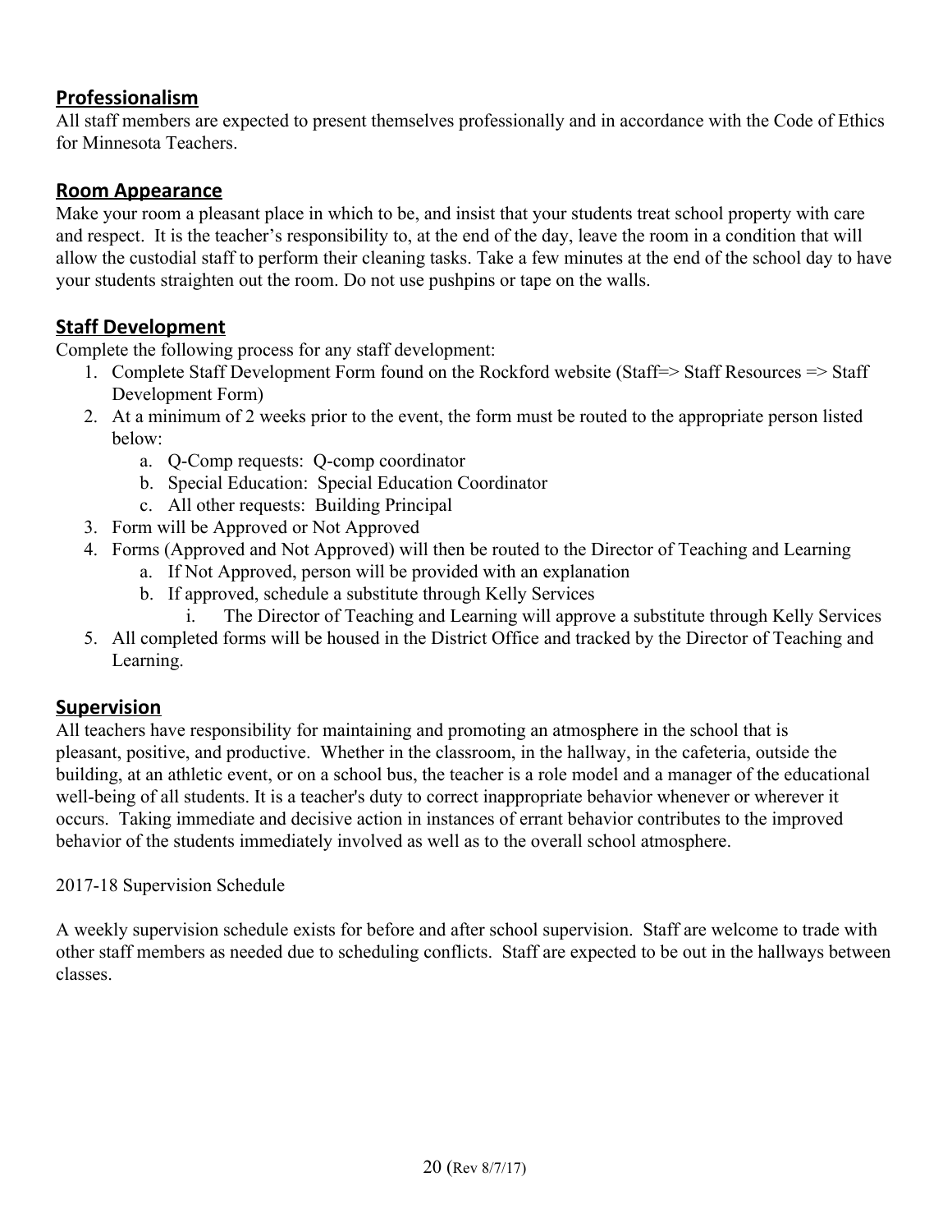## Professionalism

All staff members are expected to present themselves professionally and in accordance with the Code of Ethics for Minnesota Teachers.

## Room Appearance

Make your room a pleasant place in which to be, and insist that your students treat school property with care and respect. It is the teacher's responsibility to, at the end of the day, leave the room in a condition that will allow the custodial staff to perform their cleaning tasks. Take a few minutes at the end of the school day to have your students straighten out the room. Do not use pushpins or tape on the walls.

## Staff Development

Complete the following process for any staff development:

1. Complete Staff Development Form found on the Rockford website (Staff=> Staff Resources => Staff Development Form)
2. At a minimum of 2 weeks prior to the event, the form must be routed to the appropriate person listed below:
   a. Q-Comp requests: Q-comp coordinator
   b. Special Education: Special Education Coordinator
   c. All other requests: Building Principal
3. Form will be Approved or Not Approved
4. Forms (Approved and Not Approved) will then be routed to the Director of Teaching and Learning
   a. If Not Approved, person will be provided with an explanation
   b. If approved, schedule a substitute through Kelly Services
      i. The Director of Teaching and Learning will approve a substitute through Kelly Services
5. All completed forms will be housed in the District Office and tracked by the Director of Teaching and Learning.

## Supervision

All teachers have responsibility for maintaining and promoting an atmosphere in the school that is pleasant, positive, and productive. Whether in the classroom, in the hallway, in the cafeteria, outside the building, at an athletic event, or on a school bus, the teacher is a role model and a manager of the educational well-being of all students. It is a teacher's duty to correct inappropriate behavior whenever or wherever it occurs. Taking immediate and decisive action in instances of errant behavior contributes to the improved behavior of the students immediately involved as well as to the overall school atmosphere.

2017-18 Supervision Schedule

A weekly supervision schedule exists for before and after school supervision. Staff are welcome to trade with other staff members as needed due to scheduling conflicts. Staff are expected to be out in the hallways between classes.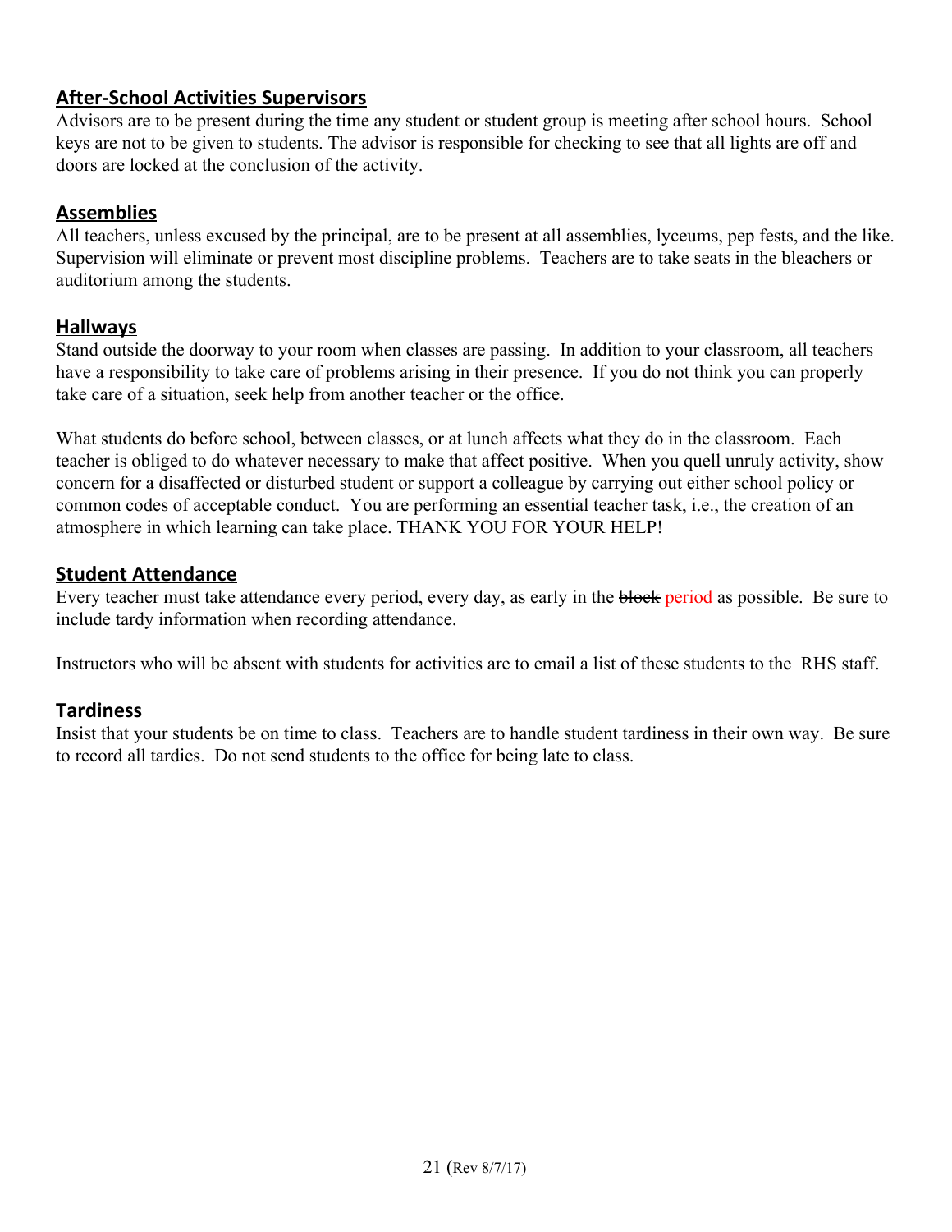## After-School Activities Supervisors

Advisors are to be present during the time any student or student group is meeting after school hours. School keys are not to be given to students. The advisor is responsible for checking to see that all lights are off and doors are locked at the conclusion of the activity.

## Assemblies

All teachers, unless excused by the principal, are to be present at all assemblies, lyceums, pep fests, and the like. Supervision will eliminate or prevent most discipline problems. Teachers are to take seats in the bleachers or auditorium among the students.

## Hallways

Stand outside the doorway to your room when classes are passing. In addition to your classroom, all teachers have a responsibility to take care of problems arising in their presence. If you do not think you can properly take care of a situation, seek help from another teacher or the office.

What students do before school, between classes, or at lunch affects what they do in the classroom. Each teacher is obliged to do whatever necessary to make that affect positive. When you quell unruly activity, show concern for a disaffected or disturbed student or support a colleague by carrying out either school policy or common codes of acceptable conduct. You are performing an essential teacher task, i.e., the creation of an atmosphere in which learning can take place. THANK YOU FOR YOUR HELP!

## Student Attendance

Every teacher must take attendance every period, every day, as early in the ~~block~~ period as possible. Be sure to include tardy information when recording attendance.

Instructors who will be absent with students for activities are to email a list of these students to the RHS staff.

## Tardiness

Insist that your students be on time to class. Teachers are to handle student tardiness in their own way. Be sure to record all tardies. Do not send students to the office for being late to class.